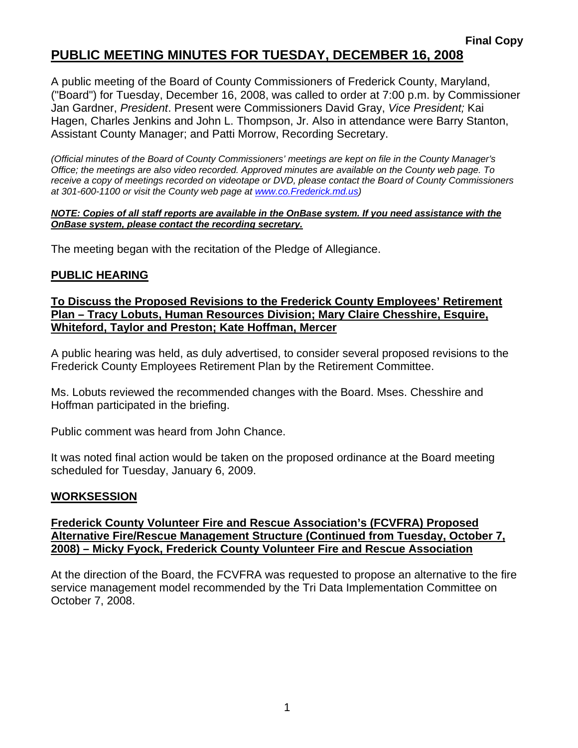**Final Copy**

# PUBLIC MEETING MINUTES FOR TUESDAY, DECEMBER 16, 2008

A public meeting of the Board of County Commissioners of Frederick County, Maryland, ("Board") for Tuesday, December 16, 2008, was called to order at 7:00 p.m. by Commissioner Jan Gardner, *President*. Present were Commissioners David Gray, *Vice President;* Kai Hagen, Charles Jenkins and John L. Thompson, Jr. Also in attendance were Barry Stanton, Assistant County Manager; and Patti Morrow, Recording Secretary.

*(Official minutes of the Board of County Commissioners' meetings are kept on file in the County Manager's Office; the meetings are also video recorded. Approved minutes are available on the County web page. To receive a copy of meetings recorded on videotape or DVD, please contact the Board of County Commissioners at 301-600-1100 or visit the County web page at www.co.Frederick.md.us)*

***NOTE: Copies of all staff reports are available in the OnBase system. If you need assistance with the OnBase system, please contact the recording secretary.***

The meeting began with the recitation of the Pledge of Allegiance.

## PUBLIC HEARING

### To Discuss the Proposed Revisions to the Frederick County Employees' Retirement Plan – Tracy Lobuts, Human Resources Division; Mary Claire Chesshire, Esquire, Whiteford, Taylor and Preston; Kate Hoffman, Mercer

A public hearing was held, as duly advertised, to consider several proposed revisions to the Frederick County Employees Retirement Plan by the Retirement Committee.

Ms. Lobuts reviewed the recommended changes with the Board. Mses. Chesshire and Hoffman participated in the briefing.

Public comment was heard from John Chance.

It was noted final action would be taken on the proposed ordinance at the Board meeting scheduled for Tuesday, January 6, 2009.

## WORKSESSION

### Frederick County Volunteer Fire and Rescue Association's (FCVFRA) Proposed Alternative Fire/Rescue Management Structure (Continued from Tuesday, October 7, 2008) – Micky Fyock, Frederick County Volunteer Fire and Rescue Association

At the direction of the Board, the FCVFRA was requested to propose an alternative to the fire service management model recommended by the Tri Data Implementation Committee on October 7, 2008.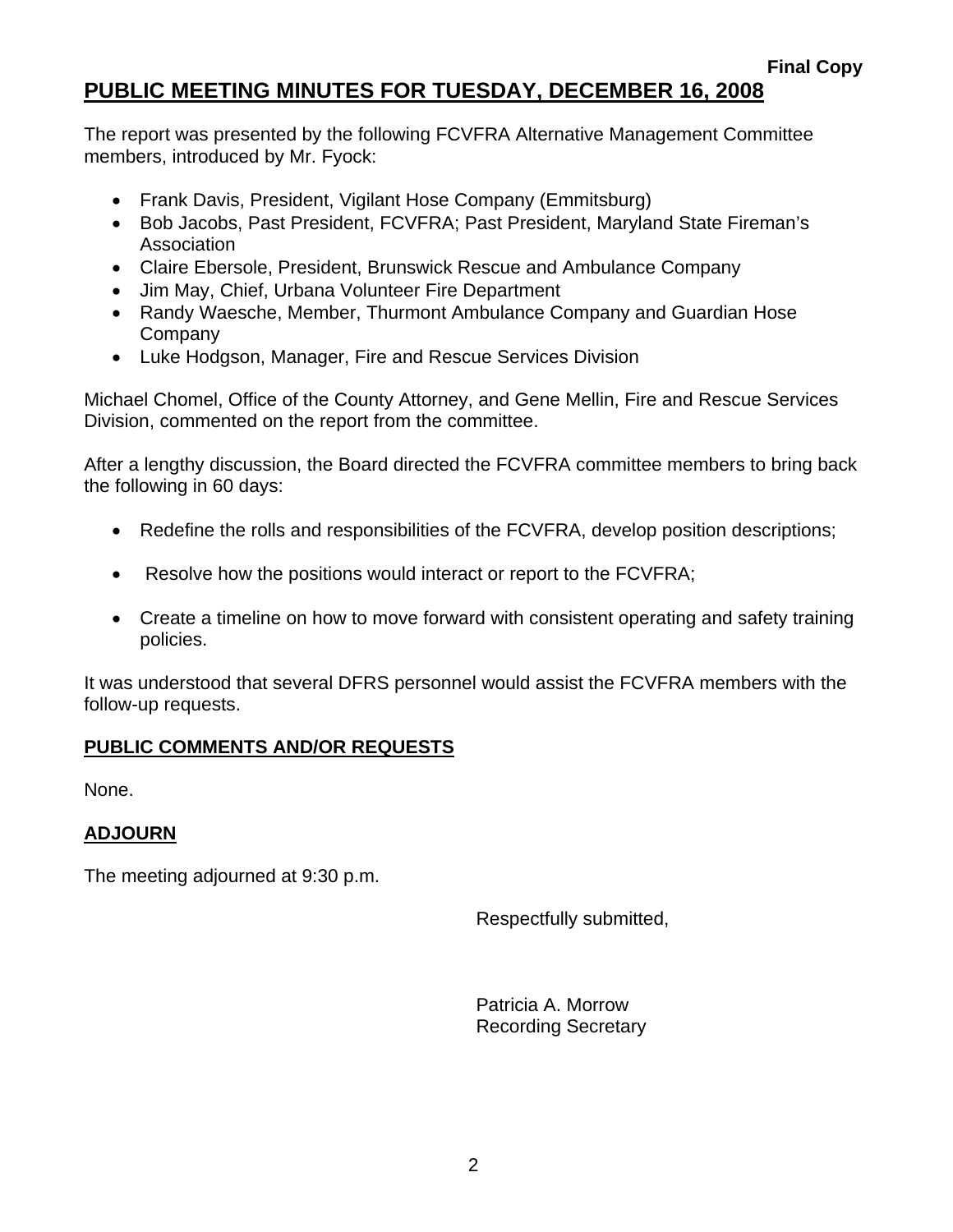**Final Copy**

# PUBLIC MEETING MINUTES FOR TUESDAY, DECEMBER 16, 2008

The report was presented by the following FCVFRA Alternative Management Committee members, introduced by Mr. Fyock:

- Frank Davis, President, Vigilant Hose Company (Emmitsburg)
- Bob Jacobs, Past President, FCVFRA; Past President, Maryland State Fireman's Association
- Claire Ebersole, President, Brunswick Rescue and Ambulance Company
- Jim May, Chief, Urbana Volunteer Fire Department
- Randy Waesche, Member, Thurmont Ambulance Company and Guardian Hose Company
- Luke Hodgson, Manager, Fire and Rescue Services Division

Michael Chomel, Office of the County Attorney, and Gene Mellin, Fire and Rescue Services Division, commented on the report from the committee.

After a lengthy discussion, the Board directed the FCVFRA committee members to bring back the following in 60 days:

- Redefine the rolls and responsibilities of the FCVFRA, develop position descriptions;
- Resolve how the positions would interact or report to the FCVFRA;
- Create a timeline on how to move forward with consistent operating and safety training policies.

It was understood that several DFRS personnel would assist the FCVFRA members with the follow-up requests.

## PUBLIC COMMENTS AND/OR REQUESTS

None.

## ADJOURN

The meeting adjourned at 9:30 p.m.

Respectfully submitted,

Patricia A. Morrow
Recording Secretary